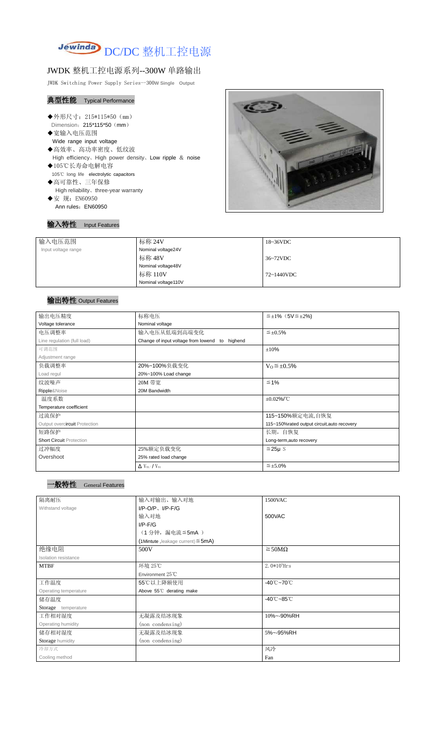# DC/DC 整机工控电源

## JWDK 整机工控电源系列--300W 单路输出

JWDK Switching Power Supply Series--300W Single Output

### 典型性能 Typical Performance

- ◆外形尺寸：215*115*50（mm）
  Dimension：215*115*50（mm）
- ◆宽输入电压范围
  Wide range input voltage
- ◆高效率、高功率密度、低纹波
  High efficiency、High power density、Low ripple ＆ noise
- ◆105℃长寿命电解电容
  105℃ long life electrolytic capacitors
- ◆高可靠性、三年保修
  High reliability、three-year warranty
- ◆安 规：EN60950
  Ann rules：EN60950

### 输入特性 Input Features

| 输入电压范围<br>Input voltage range | 标称 24V<br>Nominal voltage24V | 18~36VDC |
|---|---|---|
| | 标称 48V<br>Nominal voltage48V | 36~72VDC |
| | 标称 110V<br>Nominal voltage110V | 72~1440VDC |

### 输出特性 Output Features

| 输出电压精度<br>Voltage tolerance | 标称电压<br>Nominal voltage | ≦±1%（5V≦±2%) |
|---|---|---|
| 电压调整率<br>Line regulation (full load) | 输入电压从低端到高端变化<br>Change of input voltage from lowend to highend | ≦±0.5% |
| 可调范围<br>Adjustment range | | ±10% |
| 负载调整率<br>Load regul | 20%~100%负载变化<br>20%~100% Load change | $V_O$≦±0.5% |
| 纹波噪声<br>Ripple&Noise | 20M 带宽<br>20M Bandwidth | ≦1% |
| 温度系数<br>Temperature coefficient | | ±0.02%/℃ |
| 过流保护<br>Output overcircuit Protection | | 115~150%额定电流,自恢复<br>115~150%rated output circuit,auto recovery |
| 短路保护<br>Short Circuit Protection | | 长期，自恢复<br>Long-term,auto recovery |
| 过冲幅度<br>Overshoot | 25%额定负载变化<br>25% rated load change | ≦25μ S |
| | $\Delta V_{01}/V_{01}$ | ≦±5.0% |

### 一般特性 General Features

| 隔离耐压<br>Withstand voltage | 输入对输出、输入对地<br>I/P-O/P、I/P-F/G | 1500VAC |
|---|---|---|
| | 输入对地<br>I/P-F/G<br>（1 分钟，漏电流≦5mA ）<br>(1Mintute ,leakage current)≦5mA) | 500VAC |
| 绝缘电阻<br>Isolation resistance | 500V | ≧50MΩ |
| MTBF | 环境 25℃<br>Environment 25℃ | $2.0*10^5$Hrs |
| 工作温度<br>Operating temperature | 55℃以上降额使用<br>Above 55℃ derating make | -40℃~70℃ |
| 储存温度<br>Storage temperature | | -40℃~85℃ |
| 工作相对湿度<br>Operating humidity | 无凝露及结冰现象<br>(non condensing) | 10%~-90%RH |
| 储存相对湿度<br>Storage humidity | 无凝露及结冰现象<br>(non condensing) | 5%~-95%RH |
| 冷却方式<br>Cooling method | | 风冷<br>Fan |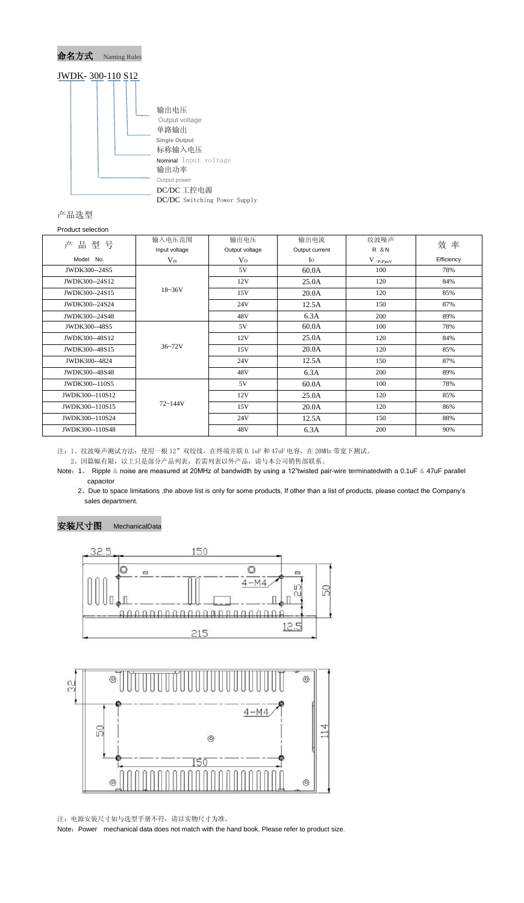## 命名方式 Naming Rules

JWDK- 300-110 S12

- 输出电压 Output voltage
- 单路输出 Single Output
- 标称输入电压 Nominal Input voltage
- 输出功率 Output power
- DC/DC 工控电源 DC/DC Switching Power Supply

## 产品选型

Product selection

| 产 品 型 号<br>Model No. | 输入电压范围<br>Input voltage<br>$V_{in}$ | 输出电压<br>Output voltage<br>$V_O$ | 输出电流<br>Output current<br>$I_O$ | 纹波噪声<br>R &N<br>$V_{(P-P)mV}$ | 效 率<br>Efficiency |
|---|---|---|---|---|---|
| JWDK300--24S5 | 18~36V | 5V | 60.0A | 100 | 78% |
| JWDK300--24S12 | | 12V | 25.0A | 120 | 84% |
| JWDK300--24S15 | | 15V | 20.0A | 120 | 85% |
| JWDK300--24S24 | | 24V | 12.5A | 150 | 87% |
| JWDK300--24S48 | | 48V | 6.3A | 200 | 89% |
| JWDK300--48S5 | 36~72V | 5V | 60.0A | 100 | 78% |
| JWDK300--48S12 | | 12V | 25.0A | 120 | 84% |
| JWDK300--48S15 | | 15V | 20.0A | 120 | 85% |
| JWDK300--4824 | | 24V | 12.5A | 150 | 87% |
| JWDK300--48S48 | | 48V | 6.3A | 200 | 89% |
| JWDK300--110S5 | 72~144V | 5V | 60.0A | 100 | 78% |
| JWDK300--110S12 | | 12V | 25.0A | 120 | 85% |
| JWDK300--110S15 | | 15V | 20.0A | 120 | 86% |
| JWDK300--110S24 | | 24V | 12.5A | 150 | 88% |
| JWDK300--110S48 | | 48V | 6.3A | 200 | 90% |

注：1、纹波噪声测试方法：使用一根 12”双绞线，在终端并联 0.1uF 和 47uF 电容，在 20MHz 带宽下测试。

2、因篇幅有限，以上只是部分产品列表，若需列表以外产品，请与本公司销售部联系。

Note：1、 Ripple & noise are measured at 20MHz of bandwidth by using a 12"twisted pair-wire terminatedwith a 0.1uF & 47uF parallel capacitor

2、Due to space limitations ,the above list is only for some products, If other than a list of products, please contact the Company's sales department.

## 安装尺寸图 MechanicalData

32.5
150
4-M4
25
50
12.5
215

32
4-M4
50
114
150

注：电源安装尺寸如与选型手册不符，请以实物尺寸为准。

Note：Power mechanical data does not match with the hand book, Please refer to product size.